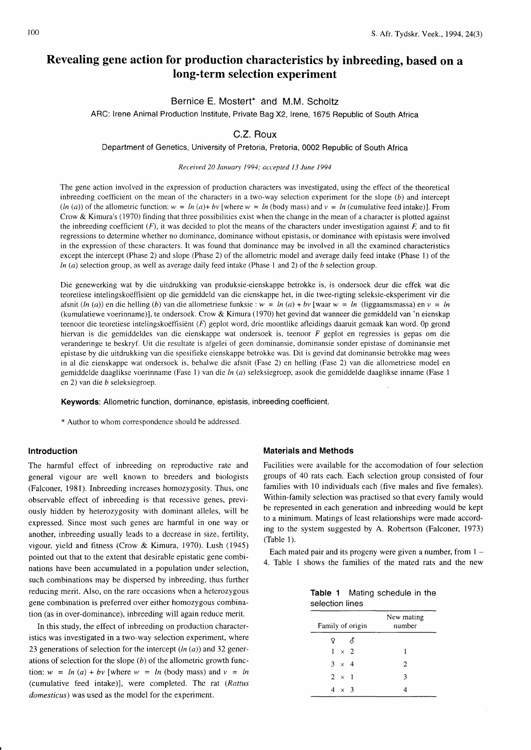# Revealing gene action for production characteristics by inbreeding, based on a long-term selection experiment

**Bernice E. Mostert*** and **M.M. Scholtz**

ARC: Irene Animal Production Institute, Private Bag X2, Irene, 1675 Republic of South Africa

**C.Z. Roux**

Department of Genetics, University of Pretoria, Pretoria, 0002 Republic of South Africa

*Received 20 January 1994; accepted 13 June 1994*

The gene action involved in the expression of production characters was investigated, using the effect of the theoretical inbreeding coefficient on the mean of the characters in a two-way selection experiment for the slope ($b$) and intercept ($ln$ ($a$)) of the allometric function: $w = ln(a) + bv$ [where $w = ln$ (body mass) and $v = ln$ (cumulative feed intake)]. From Crow & Kimura's (1970) finding that three possibilities exist when the change in the mean of a character is plotted against the inbreeding coefficient ($F$), it was decided to plot the means of the characters under investigation against $F$, and to fit regressions to determine whether no dominance, dominance without epistasis, or dominance with epistasis were involved in the expression of these characters. It was found that dominance may be involved in all the examined characteristics except the intercept (Phase 2) and slope (Phase 2) of the allometric model and average daily feed intake (Phase 1) of the $ln$ ($a$) selection group, as well as average daily feed intake (Phase 1 and 2) of the $b$ selection group.

Die genewerking wat by die uitdrukking van produksie-eienskappe betrokke is, is ondersoek deur die effek wat die teoretiese intelingskoëffisiënt op die gemiddeld van die eienskappe het, in die twee-rigting seleksie-eksperiment vir die afsnit ($ln$ ($a$)) en die helling ($b$) van die allometriese funksie : $w = ln(a) + bv$ [waar $w = ln$ (liggaamsmassa) en $v = ln$ (kumulatiewe voerinname)], te ondersoek. Crow & Kimura (1970) het gevind dat wanneer die gemiddeld van 'n eienskap teenoor die teoretiese intelingskoëffisiënt ($F$) geplot word, drie moontlike afleidings daaruit gemaak kan word. Op grond hiervan is die gemiddeldes van die eienskappe wat ondersoek is, teenoor $F$ geplot en regressies is gepas om die veranderinge te beskryf. Uit die resultate is afgelei of geen dominansie, dominansie sonder epistase of dominansie met epistase by die uitdrukking van die spesifieke eienskappe betrokke was. Dit is gevind dat dominansie betrokke mag wees in al die eienskappe wat ondersoek is, behalwe die afsnit (Fase 2) en helling (Fase 2) van die allometriese model en gemiddelde daaglikse voerinname (Fase 1) van die $ln$ ($a$) seleksiegroep, asook die gemiddelde daaglikse inname (Fase 1 en 2) van die $b$ seleksiegroep.

**Keywords:** Allometric function, dominance, epistasis, inbreeding coefficient.

\* Author to whom correspondence should be addressed.

## Introduction

The harmful effect of inbreeding on reproductive rate and general vigour are well known to breeders and biologists (Falconer, 1981). Inbreeding increases homozygosity. Thus, one observable effect of inbreeding is that recessive genes, previously hidden by heterozygosity with dominant alleles, will be expressed. Since most such genes are harmful in one way or another, inbreeding usually leads to a decrease in size, fertility, vigour, yield and fitness (Crow & Kimura, 1970). Lush (1945) pointed out that to the extent that desirable epistatic gene combinations have been accumulated in a population under selection, such combinations may be dispersed by inbreeding, thus further reducing merit. Also, on the rare occasions when a heterozygous gene combination is preferred over either homozygous combination (as in over-dominance), inbreeding will again reduce merit.

In this study, the effect of inbreeding on production characteristics was investigated in a two-way selection experiment, where 23 generations of selection for the intercept ($ln$ ($a$)) and 32 generations of selection for the slope ($b$) of the allometric growth function: $w = ln(a) + bv$ [where $w = ln$ (body mass) and $v = ln$ (cumulative feed intake)], were completed. The rat (*Rattus domesticus*) was used as the model for the experiment.

## Materials and Methods

Facilities were available for the accomodation of four selection groups of 40 rats each. Each selection group consisted of four families with 10 individuals each (five males and five females). Within-family selection was practised so that every family would be represented in each generation and inbreeding would be kept to a minimum. Matings of least relationships were made according to the system suggested by A. Robertson (Falconer, 1973) (Table 1).

Each mated pair and its progeny were given a number, from 1 – 4. Table 1 shows the families of the mated rats and the new

**Table 1** Mating schedule in the selection lines

| Family of origin | New mating number |
|---|---|
| ♀ × ♂ | |
| 1 × 2 | 1 |
| 3 × 4 | 2 |
| 2 × 1 | 3 |
| 4 × 3 | 4 |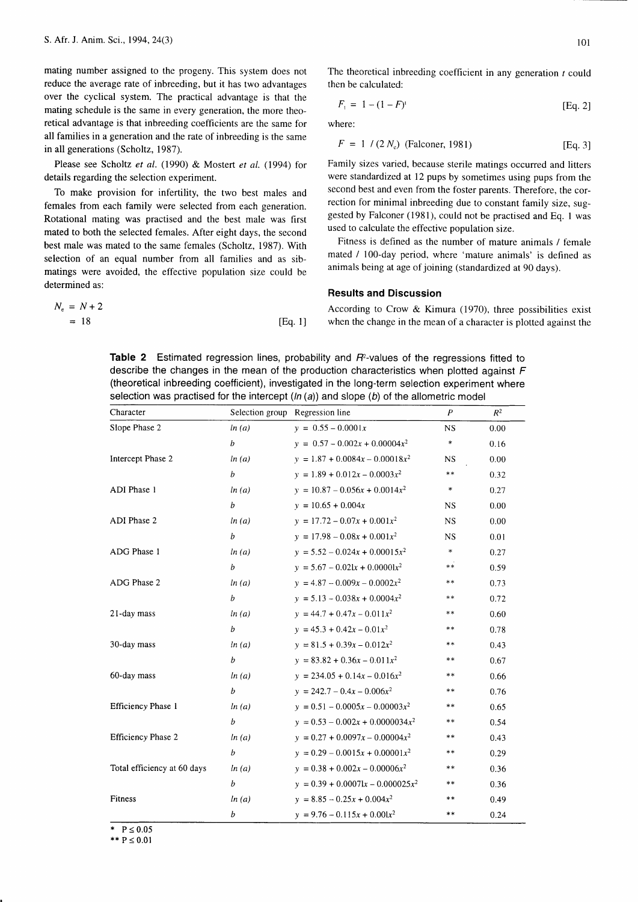mating number assigned to the progeny. This system does not reduce the average rate of inbreeding, but it has two advantages over the cyclical system. The practical advantage is that the mating schedule is the same in every generation, the more theoretical advantage is that inbreeding coefficients are the same for all families in a generation and the rate of inbreeding is the same in all generations (Scholtz, 1987).

Please see Scholtz *et al.* (1990) & Mostert *et al.* (1994) for details regarding the selection experiment.

To make provision for infertility, the two best males and females from each family were selected from each generation. Rotational mating was practised and the best male was first mated to both the selected females. After eight days, the second best male was mated to the same females (Scholtz, 1987). With selection of an equal number from all families and as sib-matings were avoided, the effective population size could be determined as:

$$N_e = N + 2 \\ = 18 \qquad \text{[Eq. 1]}$$

The theoretical inbreeding coefficient in any generation $t$ could then be calculated:

$$F_t = 1 - (1 - F)^t \qquad \text{[Eq. 2]}$$

where:

$$F = 1 \;/\; (2\,N_e) \text{ (Falconer, 1981)} \qquad \text{[Eq. 3]}$$

Family sizes varied, because sterile matings occurred and litters were standardized at 12 pups by sometimes using pups from the second best and even from the foster parents. Therefore, the correction for minimal inbreeding due to constant family size, suggested by Falconer (1981), could not be practised and Eq. 1 was used to calculate the effective population size.

Fitness is defined as the number of mature animals / female mated / 100-day period, where 'mature animals' is defined as animals being at age of joining (standardized at 90 days).

## Results and Discussion

According to Crow & Kimura (1970), three possibilities exist when the change in the mean of a character is plotted against the

**Table 2** Estimated regression lines, probability and $R^2$-values of the regressions fitted to describe the changes in the mean of the production characteristics when plotted against $F$ (theoretical inbreeding coefficient), investigated in the long-term selection experiment where selection was practised for the intercept ($ln\,(a)$) and slope ($b$) of the allometric model

| Character | Selection group | Regression line | $P$ | $R^2$ |
|---|---|---|---|---|
| Slope Phase 2 | $ln\,(a)$ | $y = 0.55 - 0.0001x$ | NS | 0.00 |
| | $b$ | $y = 0.57 - 0.002x + 0.00004x^2$ | * | 0.16 |
| Intercept Phase 2 | $ln\,(a)$ | $y = 1.87 + 0.0084x - 0.00018x^2$ | NS | 0.00 |
| | $b$ | $y = 1.89 + 0.012x - 0.0003x^2$ | ** | 0.32 |
| ADI Phase 1 | $ln\,(a)$ | $y = 10.87 - 0.056x + 0.0014x^2$ | * | 0.27 |
| | $b$ | $y = 10.65 + 0.004x$ | NS | 0.00 |
| ADI Phase 2 | $ln\,(a)$ | $y = 17.72 - 0.07x + 0.001x^2$ | NS | 0.00 |
| | $b$ | $y = 17.98 - 0.08x + 0.001x^2$ | NS | 0.01 |
| ADG Phase 1 | $ln\,(a)$ | $y = 5.52 - 0.024x + 0.00015x^2$ | * | 0.27 |
| | $b$ | $y = 5.67 - 0.021x + 0.00001x^2$ | ** | 0.59 |
| ADG Phase 2 | $ln\,(a)$ | $y = 4.87 - 0.009x - 0.0002x^2$ | ** | 0.73 |
| | $b$ | $y = 5.13 - 0.038x + 0.0004x^2$ | ** | 0.72 |
| 21-day mass | $ln\,(a)$ | $y = 44.7 + 0.47x - 0.011x^2$ | ** | 0.60 |
| | $b$ | $y = 45.3 + 0.42x - 0.01x^2$ | ** | 0.78 |
| 30-day mass | $ln\,(a)$ | $y = 81.5 + 0.39x - 0.012x^2$ | ** | 0.43 |
| | $b$ | $y = 83.82 + 0.36x - 0.011x^2$ | ** | 0.67 |
| 60-day mass | $ln\,(a)$ | $y = 234.05 + 0.14x - 0.016x^2$ | ** | 0.66 |
| | $b$ | $y = 242.7 - 0.4x - 0.006x^2$ | ** | 0.76 |
| Efficiency Phase 1 | $ln\,(a)$ | $y = 0.51 - 0.0005x - 0.00003x^2$ | ** | 0.65 |
| | $b$ | $y = 0.53 - 0.002x + 0.0000034x^2$ | ** | 0.54 |
| Efficiency Phase 2 | $ln\,(a)$ | $y = 0.27 + 0.0097x - 0.00004x^2$ | ** | 0.43 |
| | $b$ | $y = 0.29 - 0.0015x + 0.00001x^2$ | ** | 0.29 |
| Total efficiency at 60 days | $ln\,(a)$ | $y = 0.38 + 0.002x - 0.00006x^2$ | ** | 0.36 |
| | $b$ | $y = 0.39 + 0.00071x - 0.000025x^2$ | ** | 0.36 |
| Fitness | $ln\,(a)$ | $y = 8.85 - 0.25x + 0.004x^2$ | ** | 0.49 |
| | $b$ | $y = 9.76 - 0.115x + 0.001x^2$ | ** | 0.24 |

\* $P \leq 0.05$
\*\* $P \leq 0.01$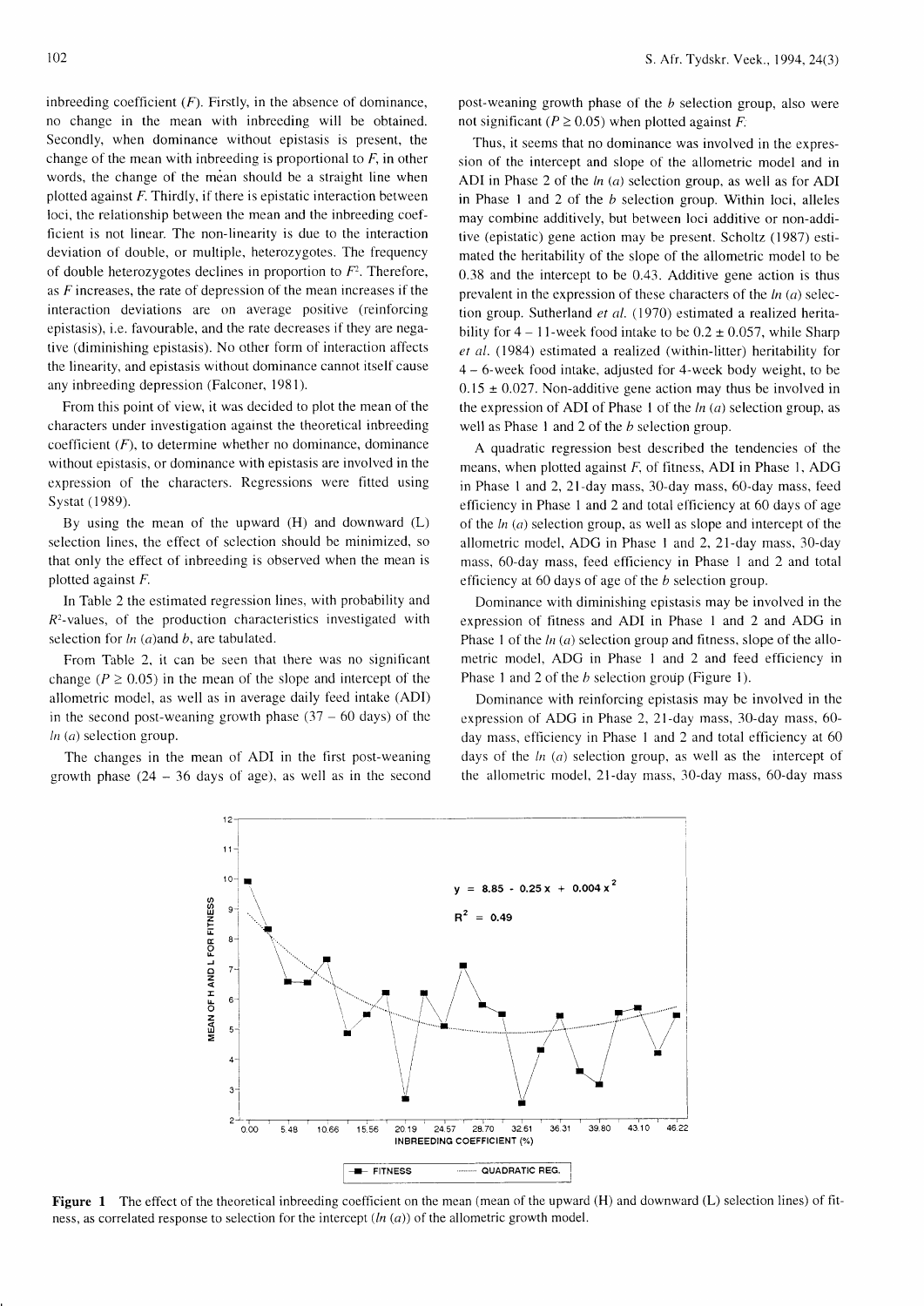inbreeding coefficient ($F$). Firstly, in the absence of dominance, no change in the mean with inbreeding will be obtained. Secondly, when dominance without epistasis is present, the change of the mean with inbreeding is proportional to $F$, in other words, the change of the mean should be a straight line when plotted against $F$. Thirdly, if there is epistatic interaction between loci, the relationship between the mean and the inbreeding coefficient is not linear. The non-linearity is due to the interaction deviation of double, or multiple, heterozygotes. The frequency of double heterozygotes declines in proportion to $F^2$. Therefore, as $F$ increases, the rate of depression of the mean increases if the interaction deviations are on average positive (reinforcing epistasis), i.e. favourable, and the rate decreases if they are negative (diminishing epistasis). No other form of interaction affects the linearity, and epistasis without dominance cannot itself cause any inbreeding depression (Falconer, 1981).

From this point of view, it was decided to plot the mean of the characters under investigation against the theoretical inbreeding coefficient ($F$), to determine whether no dominance, dominance without epistasis, or dominance with epistasis are involved in the expression of the characters. Regressions were fitted using Systat (1989).

By using the mean of the upward (H) and downward (L) selection lines, the effect of selection should be minimized, so that only the effect of inbreeding is observed when the mean is plotted against $F$.

In Table 2 the estimated regression lines, with probability and $R^2$-values, of the production characteristics investigated with selection for *ln* ($a$) and $b$, are tabulated.

From Table 2, it can be seen that there was no significant change ($P \geq 0.05$) in the mean of the slope and intercept of the allometric model, as well as in average daily feed intake (ADI) in the second post-weaning growth phase (37 – 60 days) of the *ln* ($a$) selection group.

The changes in the mean of ADI in the first post-weaning growth phase (24 – 36 days of age), as well as in the second post-weaning growth phase of the $b$ selection group, also were not significant ($P \geq 0.05$) when plotted against $F$.

Thus, it seems that no dominance was involved in the expression of the intercept and slope of the allometric model and in ADI in Phase 2 of the *ln* ($a$) selection group, as well as for ADI in Phase 1 and 2 of the $b$ selection group. Within loci, alleles may combine additively, but between loci additive or non-additive (epistatic) gene action may be present. Scholtz (1987) estimated the heritability of the slope of the allometric model to be 0.38 and the intercept to be 0.43. Additive gene action is thus prevalent in the expression of these characters of the *ln* ($a$) selection group. Sutherland *et al.* (1970) estimated a realized heritability for 4 – 11-week food intake to be $0.2 \pm 0.057$, while Sharp *et al.* (1984) estimated a realized (within-litter) heritability for 4 – 6-week food intake, adjusted for 4-week body weight, to be $0.15 \pm 0.027$. Non-additive gene action may thus be involved in the expression of ADI of Phase 1 of the *ln* ($a$) selection group, as well as Phase 1 and 2 of the $b$ selection group.

A quadratic regression best described the tendencies of the means, when plotted against $F$, of fitness, ADI in Phase 1, ADG in Phase 1 and 2, 21-day mass, 30-day mass, 60-day mass, feed efficiency in Phase 1 and 2 and total efficiency at 60 days of age of the *ln* ($a$) selection group, as well as slope and intercept of the allometric model, ADG in Phase 1 and 2, 21-day mass, 30-day mass, 60-day mass, feed efficiency in Phase 1 and 2 and total efficiency at 60 days of age of the $b$ selection group.

Dominance with diminishing epistasis may be involved in the expression of fitness and ADI in Phase 1 and 2 and ADG in Phase 1 of the *ln* ($a$) selection group and fitness, slope of the allometric model, ADG in Phase 1 and 2 and feed efficiency in Phase 1 and 2 of the $b$ selection group (Figure 1).

Dominance with reinforcing epistasis may be involved in the expression of ADG in Phase 2, 21-day mass, 30-day mass, 60-day mass, efficiency in Phase 1 and 2 and total efficiency at 60 days of the *ln* ($a$) selection group, as well as the intercept of the allometric model, 21-day mass, 30-day mass, 60-day mass

**Figure 1** The effect of the theoretical inbreeding coefficient on the mean (mean of the upward (H) and downward (L) selection lines) of fitness, as correlated response to selection for the intercept (*ln* ($a$)) of the allometric growth model.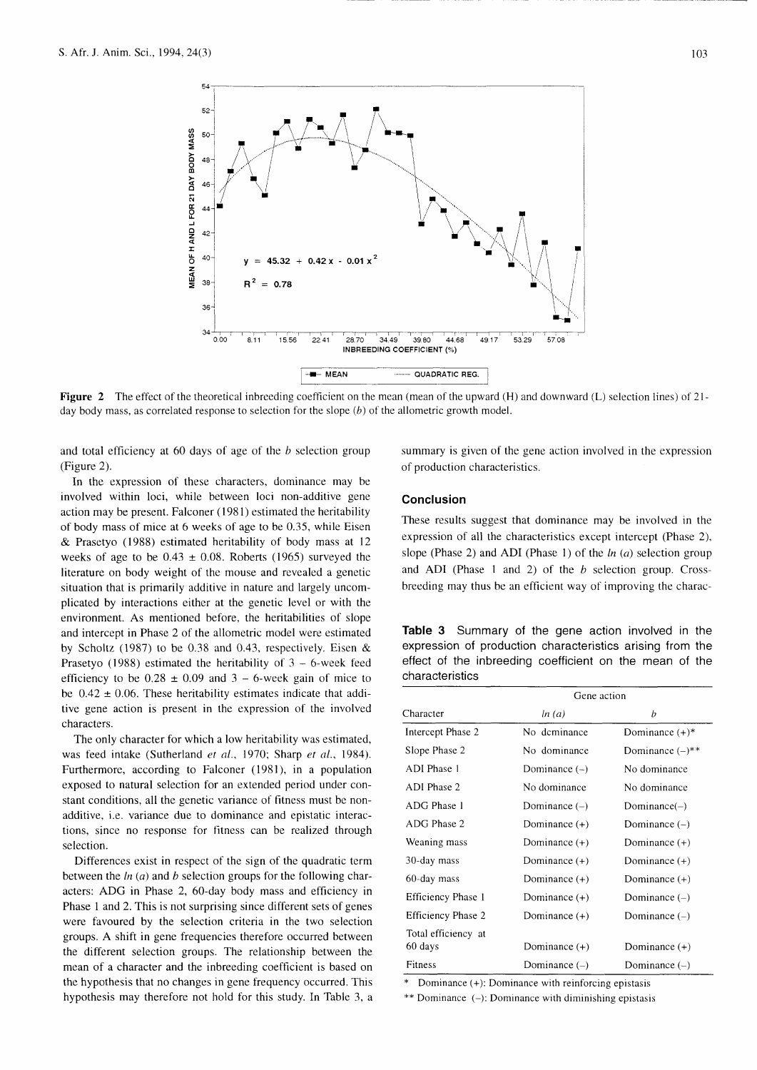**Figure 2** The effect of the theoretical inbreeding coefficient on the mean (mean of the upward (H) and downward (L) selection lines) of 21-day body mass, as correlated response to selection for the slope ($b$) of the allometric growth model.

and total efficiency at 60 days of age of the $b$ selection group (Figure 2).

In the expression of these characters, dominance may be involved within loci, while between loci non-additive gene action may be present. Falconer (1981) estimated the heritability of body mass of mice at 6 weeks of age to be 0.35, while Eisen & Prasetyo (1988) estimated heritability of body mass at 12 weeks of age to be 0.43 ± 0.08. Roberts (1965) surveyed the literature on body weight of the mouse and revealed a genetic situation that is primarily additive in nature and largely uncomplicated by interactions either at the genetic level or with the environment. As mentioned before, the heritabilities of slope and intercept in Phase 2 of the allometric model were estimated by Scholtz (1987) to be 0.38 and 0.43, respectively. Eisen & Prasetyo (1988) estimated the heritability of 3 – 6-week feed efficiency to be 0.28 ± 0.09 and 3 – 6-week gain of mice to be 0.42 ± 0.06. These heritability estimates indicate that additive gene action is present in the expression of the involved characters.

The only character for which a low heritability was estimated, was feed intake (Sutherland *et al.*, 1970; Sharp *et al.*, 1984). Furthermore, according to Falconer (1981), in a population exposed to natural selection for an extended period under constant conditions, all the genetic variance of fitness must be non-additive, i.e. variance due to dominance and epistatic interactions, since no response for fitness can be realized through selection.

Differences exist in respect of the sign of the quadratic term between the $ln$ ($a$) and $b$ selection groups for the following characters: ADG in Phase 2, 60-day body mass and efficiency in Phase 1 and 2. This is not surprising since different sets of genes were favoured by the selection criteria in the two selection groups. A shift in gene frequencies therefore occurred between the different selection groups. The relationship between the mean of a character and the inbreeding coefficient is based on the hypothesis that no changes in gene frequency occurred. This hypothesis may therefore not hold for this study. In Table 3, a summary is given of the gene action involved in the expression of production characteristics.

## Conclusion

These results suggest that dominance may be involved in the expression of all the characteristics except intercept (Phase 2), slope (Phase 2) and ADI (Phase 1) of the $ln$ ($a$) selection group and ADI (Phase 1 and 2) of the $b$ selection group. Crossbreeding may thus be an efficient way of improving the charac-

**Table 3** Summary of the gene action involved in the expression of production characteristics arising from the effect of the inbreeding coefficient on the mean of the characteristics

| | Gene action | |
|---|---|---|
| Character | $ln$ ($a$) | $b$ |
| Intercept Phase 2 | No dominance | Dominance (+)* |
| Slope Phase 2 | No dominance | Dominance (–)** |
| ADI Phase 1 | Dominance (–) | No dominance |
| ADI Phase 2 | No dominance | No dominance |
| ADG Phase 1 | Dominance (–) | Dominance(–) |
| ADG Phase 2 | Dominance (+) | Dominance (–) |
| Weaning mass | Dominance (+) | Dominance (+) |
| 30-day mass | Dominance (+) | Dominance (+) |
| 60-day mass | Dominance (+) | Dominance (+) |
| Efficiency Phase 1 | Dominance (+) | Dominance (–) |
| Efficiency Phase 2 | Dominance (+) | Dominance (–) |
| Total efficiency at 60 days | Dominance (+) | Dominance (+) |
| Fitness | Dominance (–) | Dominance (–) |

\* Dominance (+): Dominance with reinforcing epistasis

\*\* Dominance (–): Dominance with diminishing epistasis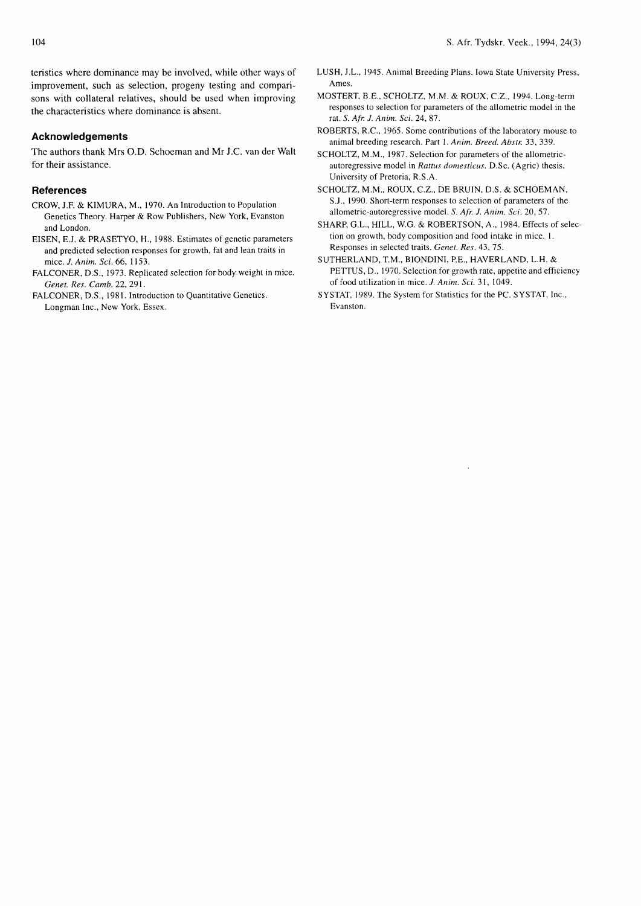teristics where dominance may be involved, while other ways of improvement, such as selection, progeny testing and comparisons with collateral relatives, should be used when improving the characteristics where dominance is absent.

## Acknowledgements

The authors thank Mrs O.D. Schoeman and Mr J.C. van der Walt for their assistance.

## References

CROW, J.F. & KIMURA, M., 1970. An Introduction to Population Genetics Theory. Harper & Row Publishers, New York, Evanston and London.

EISEN, E.J. & PRASETYO, H., 1988. Estimates of genetic parameters and predicted selection responses for growth, fat and lean traits in mice. *J. Anim. Sci.* 66, 1153.

FALCONER, D.S., 1973. Replicated selection for body weight in mice. *Genet. Res. Camb.* 22, 291.

FALCONER, D.S., 1981. Introduction to Quantitative Genetics. Longman Inc., New York, Essex.

LUSH, J.L., 1945. Animal Breeding Plans. Iowa State University Press, Ames.

MOSTERT, B.E., SCHOLTZ, M.M. & ROUX, C.Z., 1994. Long-term responses to selection for parameters of the allometric model in the rat. *S. Afr. J. Anim. Sci.* 24, 87.

ROBERTS, R.C., 1965. Some contributions of the laboratory mouse to animal breeding research. Part 1. *Anim. Breed. Abstr.* 33, 339.

SCHOLTZ, M.M., 1987. Selection for parameters of the allometric-autoregressive model in *Rattus domesticus*. D.Sc. (Agric) thesis, University of Pretoria, R.S.A.

SCHOLTZ, M.M., ROUX, C.Z., DE BRUIN, D.S. & SCHOEMAN, S.J., 1990. Short-term responses to selection of parameters of the allometric-autoregressive model. *S. Afr. J. Anim. Sci.* 20, 57.

SHARP, G.L., HILL, W.G. & ROBERTSON, A., 1984. Effects of selection on growth, body composition and food intake in mice. 1. Responses in selected traits. *Genet. Res.* 43, 75.

SUTHERLAND, T.M., BIONDINI, P.E., HAVERLAND, L.H. & PETTUS, D., 1970. Selection for growth rate, appetite and efficiency of food utilization in mice. *J. Anim. Sci.* 31, 1049.

SYSTAT, 1989. The System for Statistics for the PC. SYSTAT, Inc., Evanston.